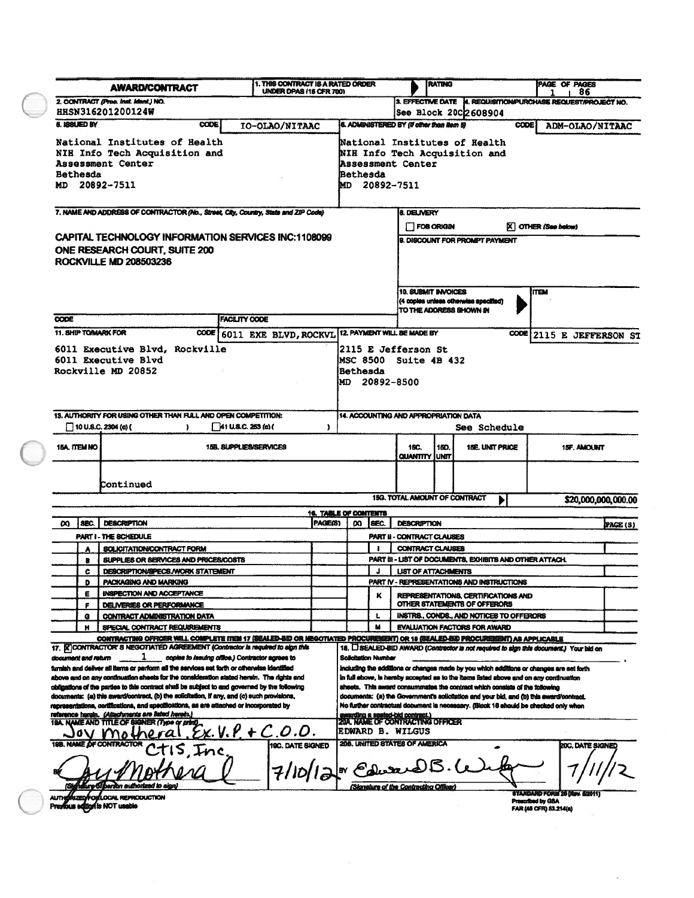# AWARD/CONTRACT

**1. THIS CONTRACT IS A RATED ORDER UNDER DPAS (15 CFR 700)** | **RATING** | **PAGE OF PAGES** 1 | 86

**2. CONTRACT (Proc. Inst. Ident.) NO.**
HHSN316201200124W

**3. EFFECTIVE DATE**
See Block 20C

**4. REQUISITION/PURCHASE REQUEST/PROJECT NO.**
2608904

**5. ISSUED BY** CODE IO-OLAO/NITAAC

National Institutes of Health
NIH Info Tech Acquisition and
Assessment Center
Bethesda
MD 20892-7511

**6. ADMINISTERED BY (If other than Item 5)** CODE ADM-OLAO/NITAAC

National Institutes of Health
NIH Info Tech Acquisition and
Assessment Center
Bethesda
MD 20892-7511

**7. NAME AND ADDRESS OF CONTRACTOR (No., Street, City, Country, State and ZIP Code)**

CAPITAL TECHNOLOGY INFORMATION SERVICES INC:1108099
ONE RESEARCH COURT, SUITE 200
ROCKVILLE MD 208503236

**8. DELIVERY**
☐ FOB ORIGIN ☒ OTHER (See below)

**9. DISCOUNT FOR PROMPT PAYMENT**

**10. SUBMIT INVOICES** (4 copies unless otherwise specified) TO THE ADDRESS SHOWN IN | ITEM

CODE | FACILITY CODE

**11. SHIP TO/MARK FOR** CODE 6011 EXE BLVD,ROCKVL

6011 Executive Blvd, Rockville
6011 Executive Blvd
Rockville MD 20852

**12. PAYMENT WILL BE MADE BY** CODE 2115 E JEFFERSON ST

2115 E Jefferson St
MSC 8500 Suite 4B 432
Bethesda
MD 20892-8500

**13. AUTHORITY FOR USING OTHER THAN FULL AND OPEN COMPETITION:**
☐ 10 U.S.C. 2304 (c) ( ) ☐ 41 U.S.C. 253 (c) ( )

**14. ACCOUNTING AND APPROPRIATION DATA**
See Schedule

| 15A. ITEM NO | 15B. SUPPLIES/SERVICES | 15C. QUANTITY | 15D. UNIT | 15E. UNIT PRICE | 15F. AMOUNT |
|---|---|---|---|---|---|
| | Continued | | | | |

**15G. TOTAL AMOUNT OF CONTRACT** $20,000,000,000.00

## 16. TABLE OF CONTENTS

| (X) | SEC. | DESCRIPTION | PAGE(S) | (X) | SEC. | DESCRIPTION | PAGE(S) |
|---|---|---|---|---|---|---|---|
| | | **PART I - THE SCHEDULE** | | | | **PART II - CONTRACT CLAUSES** | |
| | A | SOLICITATION/CONTRACT FORM | | | I | CONTRACT CLAUSES | |
| | B | SUPPLIES OR SERVICES AND PRICES/COSTS | | | | **PART III - LIST OF DOCUMENTS, EXHIBITS AND OTHER ATTACH.** | |
| | C | DESCRIPTION/SPECS./WORK STATEMENT | | | J | LIST OF ATTACHMENTS | |
| | D | PACKAGING AND MARKING | | | | **PART IV - REPRESENTATIONS AND INSTRUCTIONS** | |
| | E | INSPECTION AND ACCEPTANCE | | | K | REPRESENTATIONS, CERTIFICATIONS AND OTHER STATEMENTS OF OFFERORS | |
| | F | DELIVERIES OR PERFORMANCE | | | | | |
| | G | CONTRACT ADMINISTRATION DATA | | | L | INSTRS., CONDS., AND NOTICES TO OFFERORS | |
| | H | SPECIAL CONTRACT REQUIREMENTS | | | M | EVALUATION FACTORS FOR AWARD | |

**CONTRACTING OFFICER WILL COMPLETE ITEM 17 (SEALED-BID OR NEGOTIATED PROCUREMENT) OR 18 (SEALED-BID PROCUREMENT) AS APPLICABLE**

**17.** ☒ **CONTRACTOR'S NEGOTIATED AGREEMENT** *(Contractor is required to sign this document and return* 1 *copies to issuing office.)* Contractor agrees to furnish and deliver all items or perform all the services set forth or otherwise identified above and on any continuation sheets for the consideration stated herein. The rights and obligations of the parties to this contract shall be subject to and governed by the following documents: (a) this award/contract, (b) the solicitation, if any, and (c) such provisions, representations, certifications, and specifications, as are attached or incorporated by reference herein. *(Attachments are listed herein.)*

**18.** ☐ **SEALED-BID AWARD** *(Contractor is not required to sign this document.)* Your bid on Solicitation Number \_\_\_\_\_\_\_\_\_\_ including the additions or changes made by you which additions or changes are set forth in full above, is hereby accepted as to the items listed above and on any continuation sheets. This award consummates the contract which consists of the following documents: (a) the Government's solicitation and your bid, and (b) this award/contract. No further contractual document is necessary. (Block 18 should be checked only when awarding a sealed-bid contract.)

**19A. NAME AND TITLE OF SIGNER (Type or print)**
Joy Motheral Ex.V.P. + C.O.O.

**20A. NAME OF CONTRACTING OFFICER**
EDWARD B. WILGUS

**19B. NAME OF CONTRACTOR**
CTIS, Inc.
BY [signature: Joy Motheral]
(Signature of person authorized to sign)

**19C. DATE SIGNED**
7/10/12

**20B. UNITED STATES OF AMERICA**
BY [signature: Edward B. Wilgus]
(Signature of the Contracting Officer)

**20C. DATE SIGNED**
7/11/12

AUTHORIZED FOR LOCAL REPRODUCTION
Previous edition is NOT usable

STANDARD FORM 26 (Rev. 5/2011)
Prescribed by GSA
FAR (48 CFR) 53.214(a)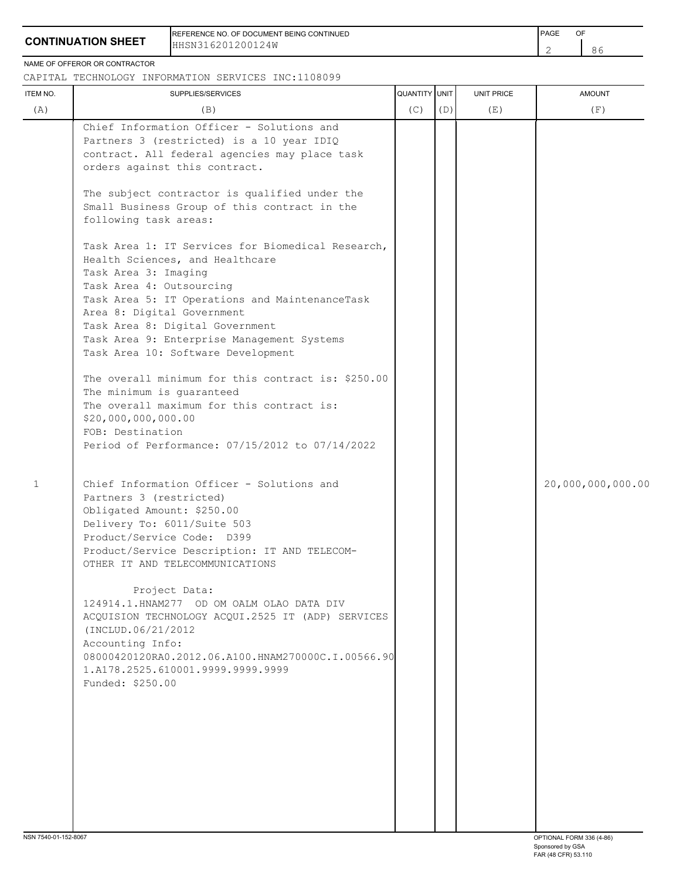**CONTINUATION SHEET**

REFERENCE NO. OF DOCUMENT BEING CONTINUED: HHSN316201200124W

PAGE 2 OF 86

NAME OF OFFEROR OR CONTRACTOR: CAPITAL TECHNOLOGY INFORMATION SERVICES INC:1108099

| ITEM NO. (A) | SUPPLIES/SERVICES (B) | QUANTITY (C) | UNIT (D) | UNIT PRICE (E) | AMOUNT (F) |
|---|---|---|---|---|---|
| | Chief Information Officer - Solutions and Partners 3 (restricted) is a 10 year IDIQ contract. All federal agencies may place task orders against this contract.<br><br>The subject contractor is qualified under the Small Business Group of this contract in the following task areas:<br><br>Task Area 1: IT Services for Biomedical Research, Health Sciences, and Healthcare<br>Task Area 3: Imaging<br>Task Area 4: Outsourcing<br>Task Area 5: IT Operations and MaintenanceTask Area 8: Digital Government<br>Task Area 8: Digital Government<br>Task Area 9: Enterprise Management Systems<br>Task Area 10: Software Development<br><br>The overall minimum for this contract is: $250.00<br>The minimum is guaranteed<br>The overall maximum for this contract is: $20,000,000,000.00<br>FOB: Destination<br>Period of Performance: 07/15/2012 to 07/14/2022 | | | | |
| 1 | Chief Information Officer - Solutions and Partners 3 (restricted)<br>Obligated Amount: $250.00<br>Delivery To: 6011/Suite 503<br>Product/Service Code: D399<br>Product/Service Description: IT AND TELECOM- OTHER IT AND TELECOMMUNICATIONS<br><br>Project Data:<br>124914.1.HNAM277 OD OM OALM OLAO DATA DIV ACQUISION TECHNOLOGY ACQUI.2525 IT (ADP) SERVICES (INCLUD.06/21/2012<br>Accounting Info:<br>08000420120RA0.2012.06.A100.HNAM270000C.I.00566.901.A178.2525.610001.9999.9999.9999<br>Funded: $250.00 | | | | 20,000,000,000.00 |

NSN 7540-01-152-8067

OPTIONAL FORM 336 (4-86)
Sponsored by GSA
FAR (48 CFR) 53.110